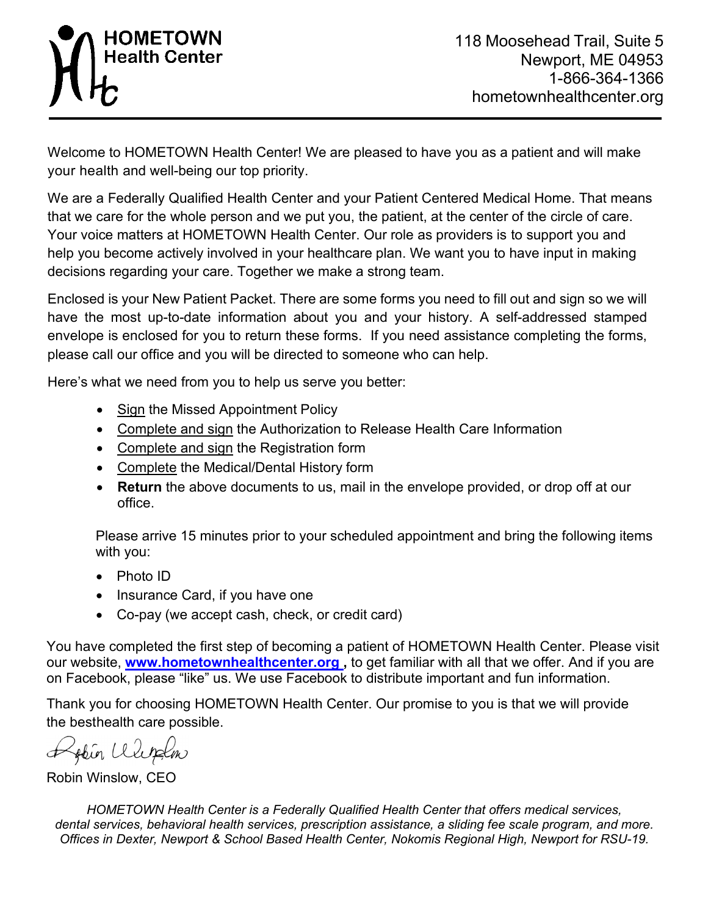**HOMETOWN Health Center**

118 Moosehead Trail, Suite 5
Newport, ME 04953
1-866-364-1366
hometownhealthcenter.org

Welcome to HOMETOWN Health Center! We are pleased to have you as a patient and will make your health and well-being our top priority.

We are a Federally Qualified Health Center and your Patient Centered Medical Home. That means that we care for the whole person and we put you, the patient, at the center of the circle of care. Your voice matters at HOMETOWN Health Center. Our role as providers is to support you and help you become actively involved in your healthcare plan. We want you to have input in making decisions regarding your care. Together we make a strong team.

Enclosed is your New Patient Packet. There are some forms you need to fill out and sign so we will have the most up-to-date information about you and your history. A self-addressed stamped envelope is enclosed for you to return these forms. If you need assistance completing the forms, please call our office and you will be directed to someone who can help.

Here's what we need from you to help us serve you better:

- Sign the Missed Appointment Policy
- Complete and sign the Authorization to Release Health Care Information
- Complete and sign the Registration form
- Complete the Medical/Dental History form
- **Return** the above documents to us, mail in the envelope provided, or drop off at our office.

Please arrive 15 minutes prior to your scheduled appointment and bring the following items with you:

- Photo ID
- Insurance Card, if you have one
- Co-pay (we accept cash, check, or credit card)

You have completed the first step of becoming a patient of HOMETOWN Health Center. Please visit our website, **www.hometownhealthcenter.org ,** to get familiar with all that we offer. And if you are on Facebook, please "like" us. We use Facebook to distribute important and fun information.

Thank you for choosing HOMETOWN Health Center. Our promise to you is that we will provide the besthealth care possible.

Robin Winslow, CEO

*HOMETOWN Health Center is a Federally Qualified Health Center that offers medical services, dental services, behavioral health services, prescription assistance, a sliding fee scale program, and more. Offices in Dexter, Newport & School Based Health Center, Nokomis Regional High, Newport for RSU-19.*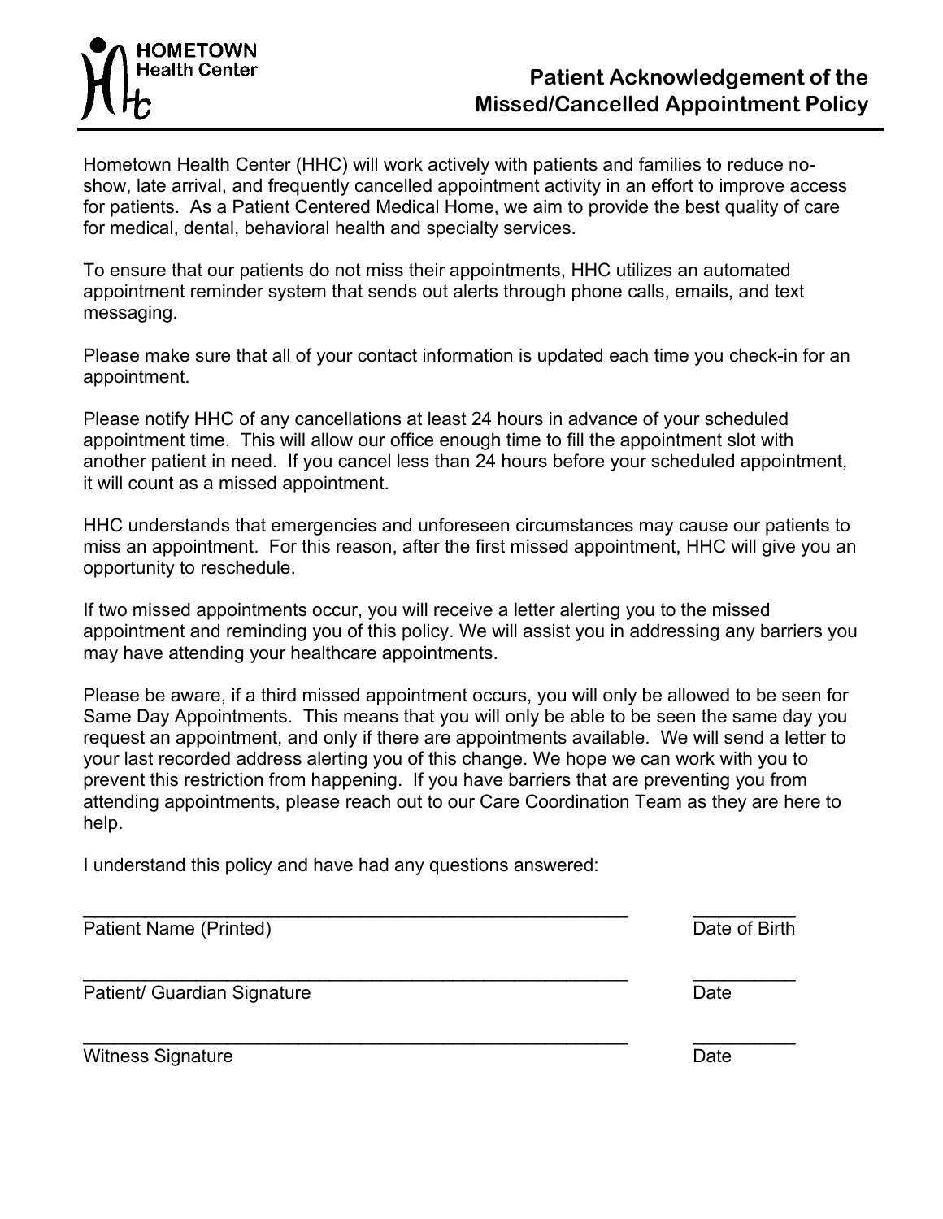HOMETOWN
Health Center

# Patient Acknowledgement of the Missed/Cancelled Appointment Policy

Hometown Health Center (HHC) will work actively with patients and families to reduce no-show, late arrival, and frequently cancelled appointment activity in an effort to improve access for patients. As a Patient Centered Medical Home, we aim to provide the best quality of care for medical, dental, behavioral health and specialty services.

To ensure that our patients do not miss their appointments, HHC utilizes an automated appointment reminder system that sends out alerts through phone calls, emails, and text messaging.

Please make sure that all of your contact information is updated each time you check-in for an appointment.

Please notify HHC of any cancellations at least 24 hours in advance of your scheduled appointment time. This will allow our office enough time to fill the appointment slot with another patient in need. If you cancel less than 24 hours before your scheduled appointment, it will count as a missed appointment.

HHC understands that emergencies and unforeseen circumstances may cause our patients to miss an appointment. For this reason, after the first missed appointment, HHC will give you an opportunity to reschedule.

If two missed appointments occur, you will receive a letter alerting you to the missed appointment and reminding you of this policy. We will assist you in addressing any barriers you may have attending your healthcare appointments.

Please be aware, if a third missed appointment occurs, you will only be allowed to be seen for Same Day Appointments. This means that you will only be able to be seen the same day you request an appointment, and only if there are appointments available. We will send a letter to your last recorded address alerting you of this change. We hope we can work with you to prevent this restriction from happening. If you have barriers that are preventing you from attending appointments, please reach out to our Care Coordination Team as they are here to help.

I understand this policy and have had any questions answered:

_______________________________________________________ __________
Patient Name (Printed) Date of Birth

_______________________________________________________ __________
Patient/ Guardian Signature Date

_______________________________________________________ __________
Witness Signature Date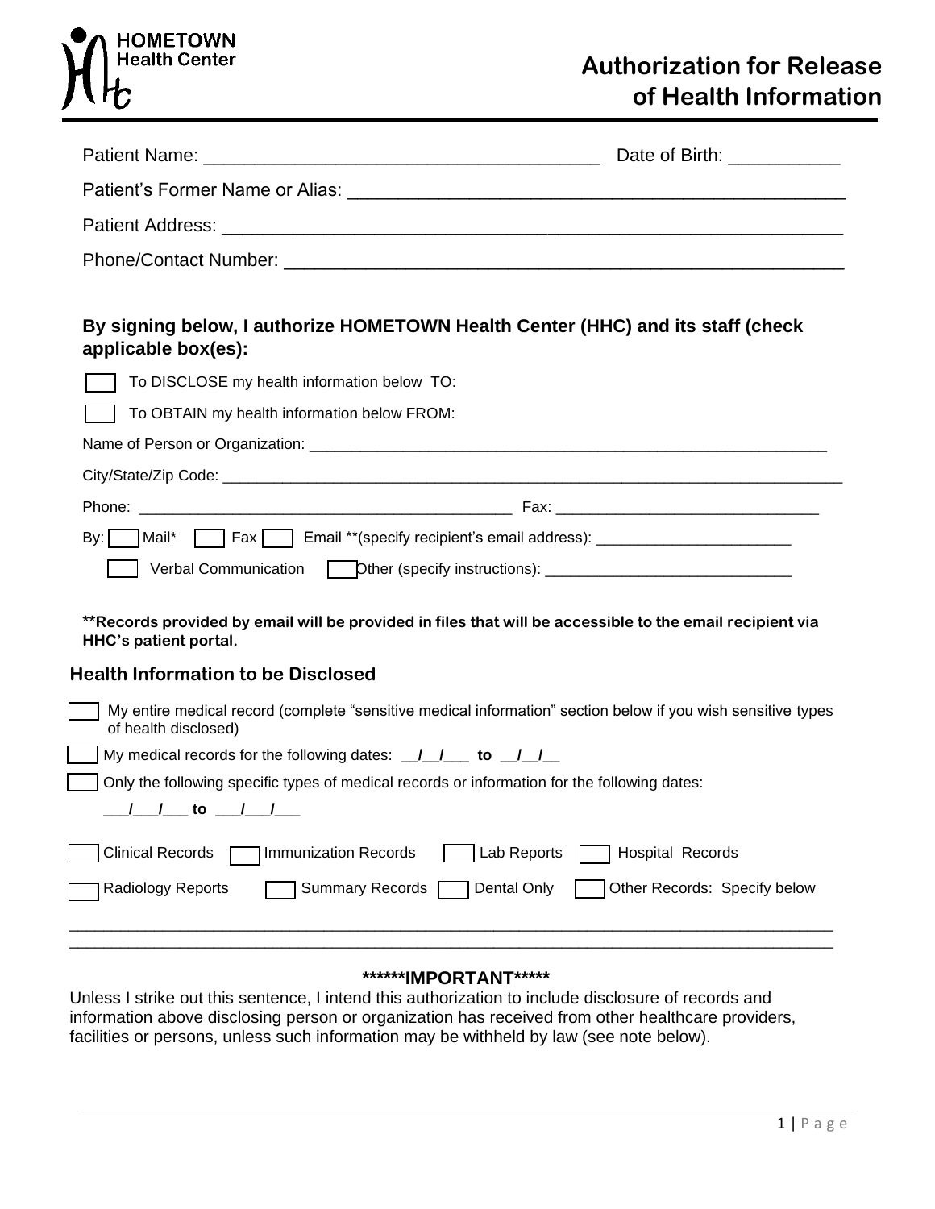HOMETOWN Health Center

# Authorization for Release of Health Information

Patient Name: ______________________________________ Date of Birth: __________

Patient's Former Name or Alias: ______________________________________________

Patient Address: ____________________________________________________________

Phone/Contact Number: ______________________________________________________

**By signing below, I authorize HOMETOWN Health Center (HHC) and its staff (check applicable box(es):**

☐ To DISCLOSE my health information below TO:

☐ To OBTAIN my health information below FROM:

Name of Person or Organization: ______________________________________________

City/State/Zip Code: ________________________________________________________

Phone: ________________________________ Fax: ____________________________

By: ☐ Mail* ☐ Fax ☐ Email **(specify recipient's email address): ______________________

☐ Verbal Communication ☐ Other (specify instructions): ____________________________

****Records provided by email will be provided in files that will be accessible to the email recipient via HHC's patient portal.**

## Health Information to be Disclosed

☐ My entire medical record (complete "sensitive medical information" section below if you wish sensitive types of health disclosed)

☐ My medical records for the following dates: **__/__/___ to __/__/__**

☐ Only the following specific types of medical records or information for the following dates:

**___/___/___ to ___/___/___**

☐ Clinical Records ☐ Immunization Records ☐ Lab Reports ☐ Hospital Records

☐ Radiology Reports ☐ Summary Records ☐ Dental Only ☐ Other Records: Specify below

_____________________________________________________________________________

_____________________________________________________________________________

**\*\*\*\*\*\*IMPORTANT\*\*\*\*\***

Unless I strike out this sentence, I intend this authorization to include disclosure of records and information above disclosing person or organization has received from other healthcare providers, facilities or persons, unless such information may be withheld by law (see note below).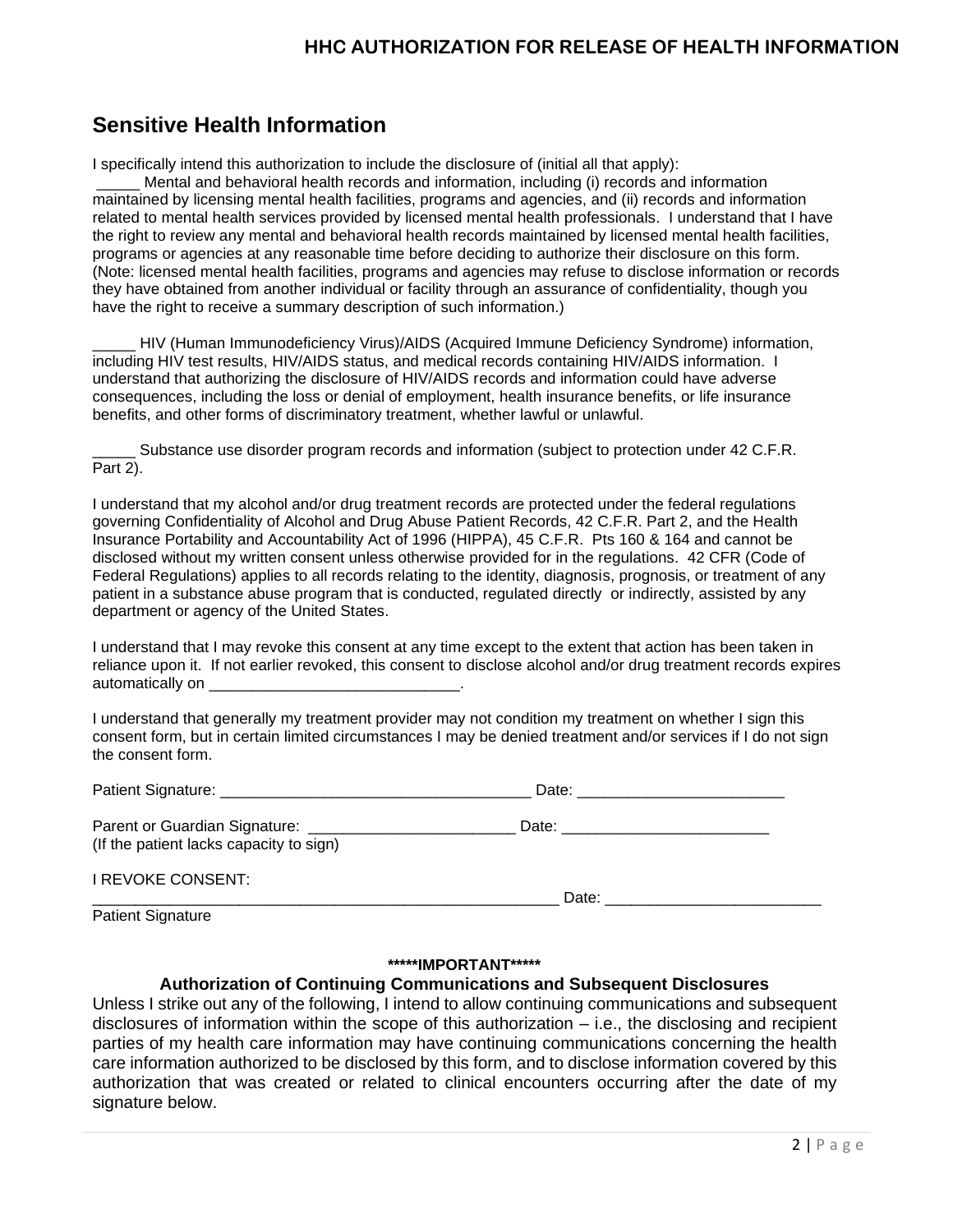## Sensitive Health Information

I specifically intend this authorization to include the disclosure of (initial all that apply):

_____ Mental and behavioral health records and information, including (i) records and information maintained by licensing mental health facilities, programs and agencies, and (ii) records and information related to mental health services provided by licensed mental health professionals. I understand that I have the right to review any mental and behavioral health records maintained by licensed mental health facilities, programs or agencies at any reasonable time before deciding to authorize their disclosure on this form. (Note: licensed mental health facilities, programs and agencies may refuse to disclose information or records they have obtained from another individual or facility through an assurance of confidentiality, though you have the right to receive a summary description of such information.)

_____ HIV (Human Immunodeficiency Virus)/AIDS (Acquired Immune Deficiency Syndrome) information, including HIV test results, HIV/AIDS status, and medical records containing HIV/AIDS information. I understand that authorizing the disclosure of HIV/AIDS records and information could have adverse consequences, including the loss or denial of employment, health insurance benefits, or life insurance benefits, and other forms of discriminatory treatment, whether lawful or unlawful.

_____ Substance use disorder program records and information (subject to protection under 42 C.F.R. Part 2).

I understand that my alcohol and/or drug treatment records are protected under the federal regulations governing Confidentiality of Alcohol and Drug Abuse Patient Records, 42 C.F.R. Part 2, and the Health Insurance Portability and Accountability Act of 1996 (HIPPA), 45 C.F.R. Pts 160 & 164 and cannot be disclosed without my written consent unless otherwise provided for in the regulations. 42 CFR (Code of Federal Regulations) applies to all records relating to the identity, diagnosis, prognosis, or treatment of any patient in a substance abuse program that is conducted, regulated directly or indirectly, assisted by any department or agency of the United States.

I understand that I may revoke this consent at any time except to the extent that action has been taken in reliance upon it. If not earlier revoked, this consent to disclose alcohol and/or drug treatment records expires automatically on ______________________________.

I understand that generally my treatment provider may not condition my treatment on whether I sign this consent form, but in certain limited circumstances I may be denied treatment and/or services if I do not sign the consent form.

Patient Signature: ____________________________________ Date: ________________________

Parent or Guardian Signature: ________________________ Date: ________________________
(If the patient lacks capacity to sign)

I REVOKE CONSENT:

______________________________________________________ Date: ________________________
Patient Signature

**\*\*\*\*\*IMPORTANT\*\*\*\*\***

**Authorization of Continuing Communications and Subsequent Disclosures**

Unless I strike out any of the following, I intend to allow continuing communications and subsequent disclosures of information within the scope of this authorization – i.e., the disclosing and recipient parties of my health care information may have continuing communications concerning the health care information authorized to be disclosed by this form, and to disclose information covered by this authorization that was created or related to clinical encounters occurring after the date of my signature below.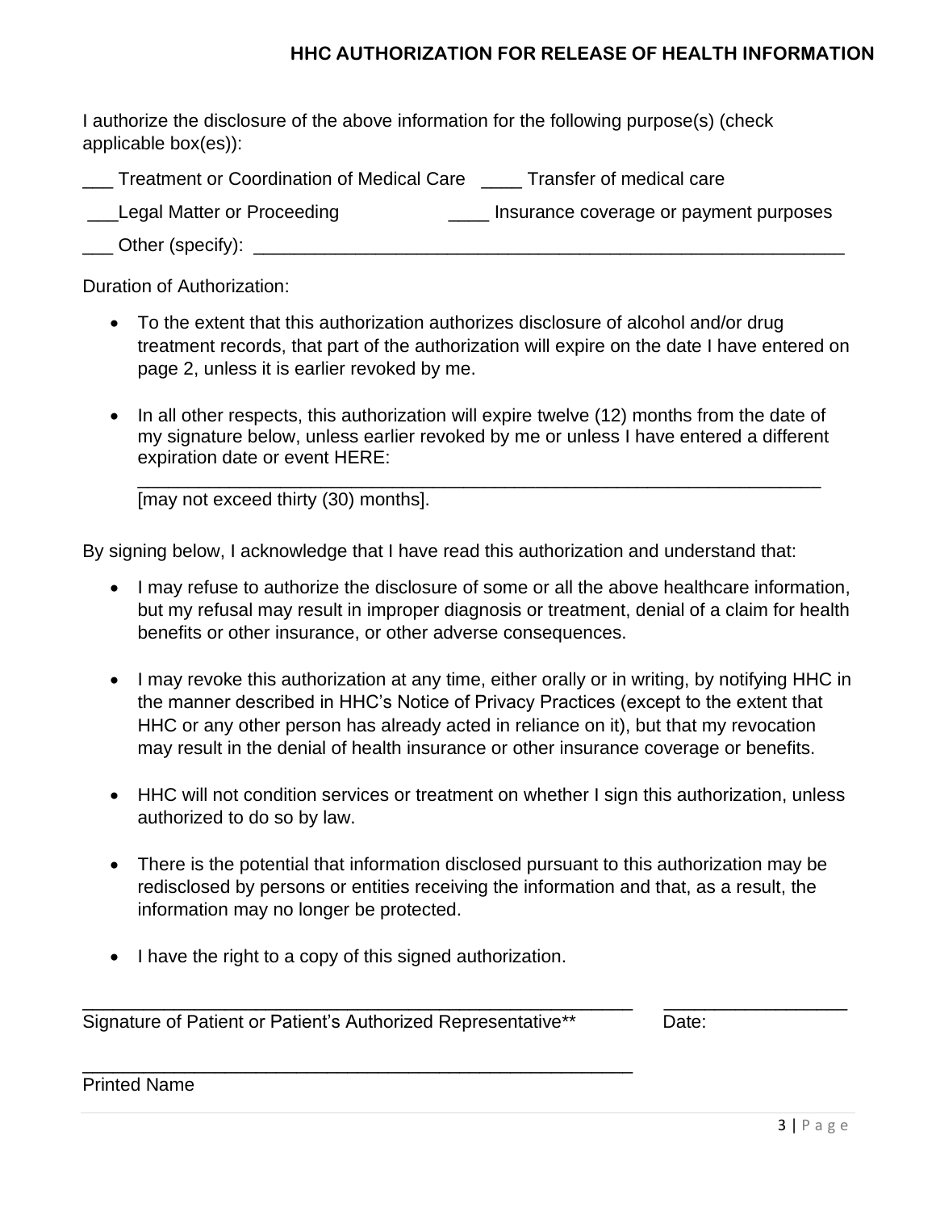## HHC AUTHORIZATION FOR RELEASE OF HEALTH INFORMATION

I authorize the disclosure of the above information for the following purpose(s) (check applicable box(es)):

___ Treatment or Coordination of Medical Care ____ Transfer of medical care

___Legal Matter or Proceeding ____ Insurance coverage or payment purposes

___ Other (specify): ____________________________________________________________

Duration of Authorization:

- To the extent that this authorization authorizes disclosure of alcohol and/or drug treatment records, that part of the authorization will expire on the date I have entered on page 2, unless it is earlier revoked by me.

- In all other respects, this authorization will expire twelve (12) months from the date of my signature below, unless earlier revoked by me or unless I have entered a different expiration date or event HERE: ______________________________________________________________________ [may not exceed thirty (30) months].

By signing below, I acknowledge that I have read this authorization and understand that:

- I may refuse to authorize the disclosure of some or all the above healthcare information, but my refusal may result in improper diagnosis or treatment, denial of a claim for health benefits or other insurance, or other adverse consequences.

- I may revoke this authorization at any time, either orally or in writing, by notifying HHC in the manner described in HHC's Notice of Privacy Practices (except to the extent that HHC or any other person has already acted in reliance on it), but that my revocation may result in the denial of health insurance or other insurance coverage or benefits.

- HHC will not condition services or treatment on whether I sign this authorization, unless authorized to do so by law.

- There is the potential that information disclosed pursuant to this authorization may be redisclosed by persons or entities receiving the information and that, as a result, the information may no longer be protected.

- I have the right to a copy of this signed authorization.

_______________________________________________________ __________________

Signature of Patient or Patient's Authorized Representative** Date:

_______________________________________________________

Printed Name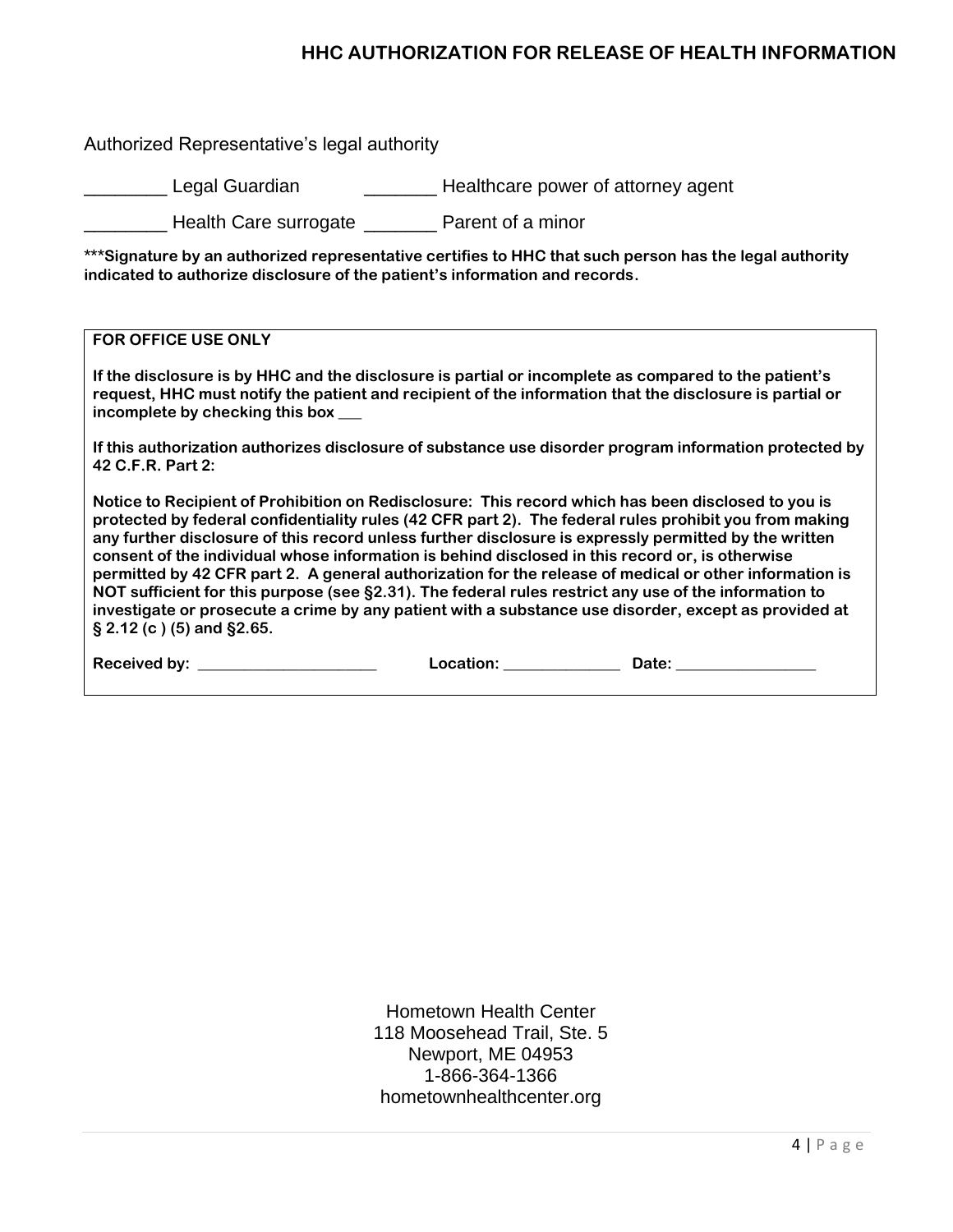Authorized Representative's legal authority

________ Legal Guardian _______ Healthcare power of attorney agent

________ Health Care surrogate _______ Parent of a minor

*****Signature by an authorized representative certifies to HHC that such person has the legal authority indicated to authorize disclosure of the patient's information and records.**

**FOR OFFICE USE ONLY**

**If the disclosure is by HHC and the disclosure is partial or incomplete as compared to the patient's request, HHC must notify the patient and recipient of the information that the disclosure is partial or incomplete by checking this box ___**

**If this authorization authorizes disclosure of substance use disorder program information protected by 42 C.F.R. Part 2:**

**Notice to Recipient of Prohibition on Redisclosure: This record which has been disclosed to you is protected by federal confidentiality rules (42 CFR part 2). The federal rules prohibit you from making any further disclosure of this record unless further disclosure is expressly permitted by the written consent of the individual whose information is behind disclosed in this record or, is otherwise permitted by 42 CFR part 2. A general authorization for the release of medical or other information is NOT sufficient for this purpose (see §2.31). The federal rules restrict any use of the information to investigate or prosecute a crime by any patient with a substance use disorder, except as provided at § 2.12 (c ) (5) and §2.65.**

**Received by: ______________________ Location: ______________ Date: _________________**

Hometown Health Center
118 Moosehead Trail, Ste. 5
Newport, ME 04953
1-866-364-1366
hometownhealthcenter.org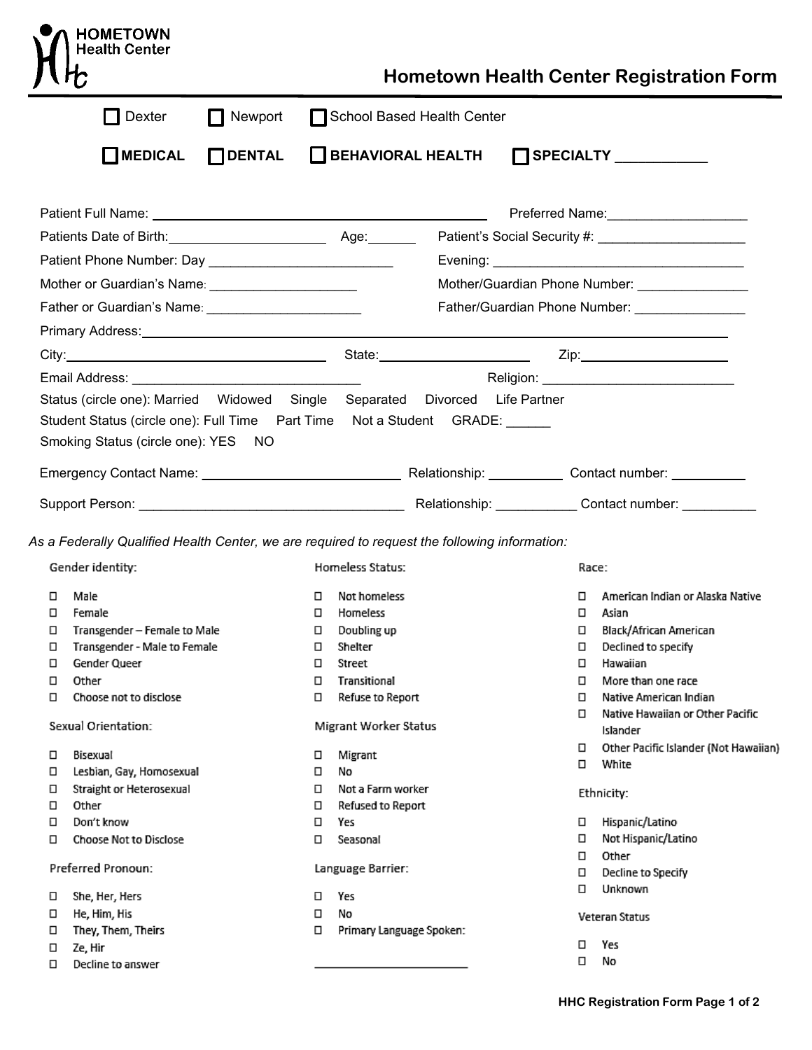HOMETOWN Health Center

# Hometown Health Center Registration Form

☐ Dexter ☐ Newport ☐ School Based Health Center

☐ **MEDICAL** ☐ **DENTAL** ☐ **BEHAVIORAL HEALTH** ☐ **SPECIALTY** ___________

Patient Full Name: ______________________________ Preferred Name: ___________________

Patients Date of Birth: ____________________ Age: ______ Patient's Social Security #: ___________________

Patient Phone Number: Day ________________________ Evening: __________________________________

Mother or Guardian's Name: ____________________ Mother/Guardian Phone Number: _______________

Father or Guardian's Name: _____________________ Father/Guardian Phone Number: _______________

Primary Address: ____________________________________________________________

City: ______________________ State: ____________________ Zip: ____________________

Email Address: ______________________________ Religion: _________________________

Status (circle one): Married Widowed Single Separated Divorced Life Partner

Student Status (circle one): Full Time Part Time Not a Student GRADE: ______

Smoking Status (circle one): YES NO

Emergency Contact Name: ___________________________ Relationship: __________ Contact number: __________

Support Person: ___________________________________ Relationship: ___________ Contact number: __________

*As a Federally Qualified Health Center, we are required to request the following information:*

Gender identity:

- ☐ Male
- ☐ Female
- ☐ Transgender – Female to Male
- ☐ Transgender - Male to Female
- ☐ Gender Queer
- ☐ Other
- ☐ Choose not to disclose

Sexual Orientation:

- ☐ Bisexual
- ☐ Lesbian, Gay, Homosexual
- ☐ Straight or Heterosexual
- ☐ Other
- ☐ Don't know
- ☐ Choose Not to Disclose

Preferred Pronoun:

- ☐ She, Her, Hers
- ☐ He, Him, His
- ☐ They, Them, Theirs
- ☐ Ze, Hir
- ☐ Decline to answer

Homeless Status:

- ☐ Not homeless
- ☐ Homeless
- ☐ Doubling up
- ☐ Shelter
- ☐ Street
- ☐ Transitional
- ☐ Refuse to Report

Migrant Worker Status

- ☐ Migrant
- ☐ No
- ☐ Not a Farm worker
- ☐ Refused to Report
- ☐ Yes
- ☐ Seasonal

Language Barrier:

- ☐ Yes
- ☐ No
- ☐ Primary Language Spoken:

______________________

Race:

- ☐ American Indian or Alaska Native
- ☐ Asian
- ☐ Black/African American
- ☐ Declined to specify
- ☐ Hawaiian
- ☐ More than one race
- ☐ Native American Indian
- ☐ Native Hawaiian or Other Pacific Islander
- ☐ Other Pacific Islander (Not Hawaiian)
- ☐ White

Ethnicity:

- ☐ Hispanic/Latino
- ☐ Not Hispanic/Latino
- ☐ Other
- ☐ Decline to Specify
- ☐ Unknown

Veteran Status

- ☐ Yes
- ☐ No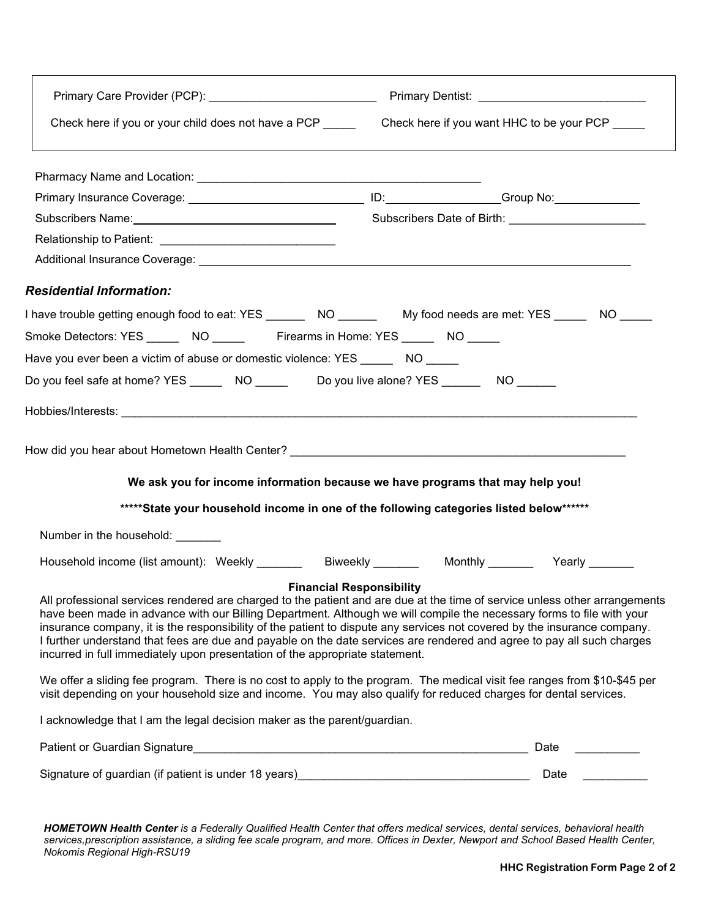Primary Care Provider (PCP): __________________________ Primary Dentist: __________________________

Check here if you or your child does not have a PCP _____ Check here if you want HHC to be your PCP _____

Pharmacy Name and Location: ____________________________________________

Primary Insurance Coverage: ___________________________ ID:_________________Group No:_____________

Subscribers Name:________________________________ Subscribers Date of Birth: _____________________

Relationship to Patient: ___________________________

Additional Insurance Coverage: ____________________________________________________________________

### *Residential Information:*

I have trouble getting enough food to eat: YES ______ NO ______ My food needs are met: YES _____ NO _____

Smoke Detectors: YES _____ NO _____ Firearms in Home: YES _____ NO _____

Have you ever been a victim of abuse or domestic violence: YES _____ NO _____

Do you feel safe at home? YES _____ NO _____ Do you live alone? YES ______ NO ______

Hobbies/Interests: ____________________________________________________________________________________

How did you hear about Hometown Health Center? ______________________________________________________

**We ask you for income information because we have programs that may help you!**

*****State your household income in one of the following categories listed below******

Number in the household: _______

Household income (list amount): Weekly _______ Biweekly _______ Monthly _______ Yearly _______

**Financial Responsibility**

All professional services rendered are charged to the patient and are due at the time of service unless other arrangements have been made in advance with our Billing Department. Although we will compile the necessary forms to file with your insurance company, it is the responsibility of the patient to dispute any services not covered by the insurance company. I further understand that fees are due and payable on the date services are rendered and agree to pay all such charges incurred in full immediately upon presentation of the appropriate statement.

We offer a sliding fee program. There is no cost to apply to the program. The medical visit fee ranges from $10-$45 per visit depending on your household size and income. You may also qualify for reduced charges for dental services.

I acknowledge that I am the legal decision maker as the parent/guardian.

Patient or Guardian Signature______________________________________________________ Date __________

Signature of guardian (if patient is under 18 years)____________________________________ Date __________

***HOMETOWN Health Center** is a Federally Qualified Health Center that offers medical services, dental services, behavioral health services,prescription assistance, a sliding fee scale program, and more. Offices in Dexter, Newport and School Based Health Center, Nokomis Regional High-RSU19*

**HHC Registration Form Page 2 of 2**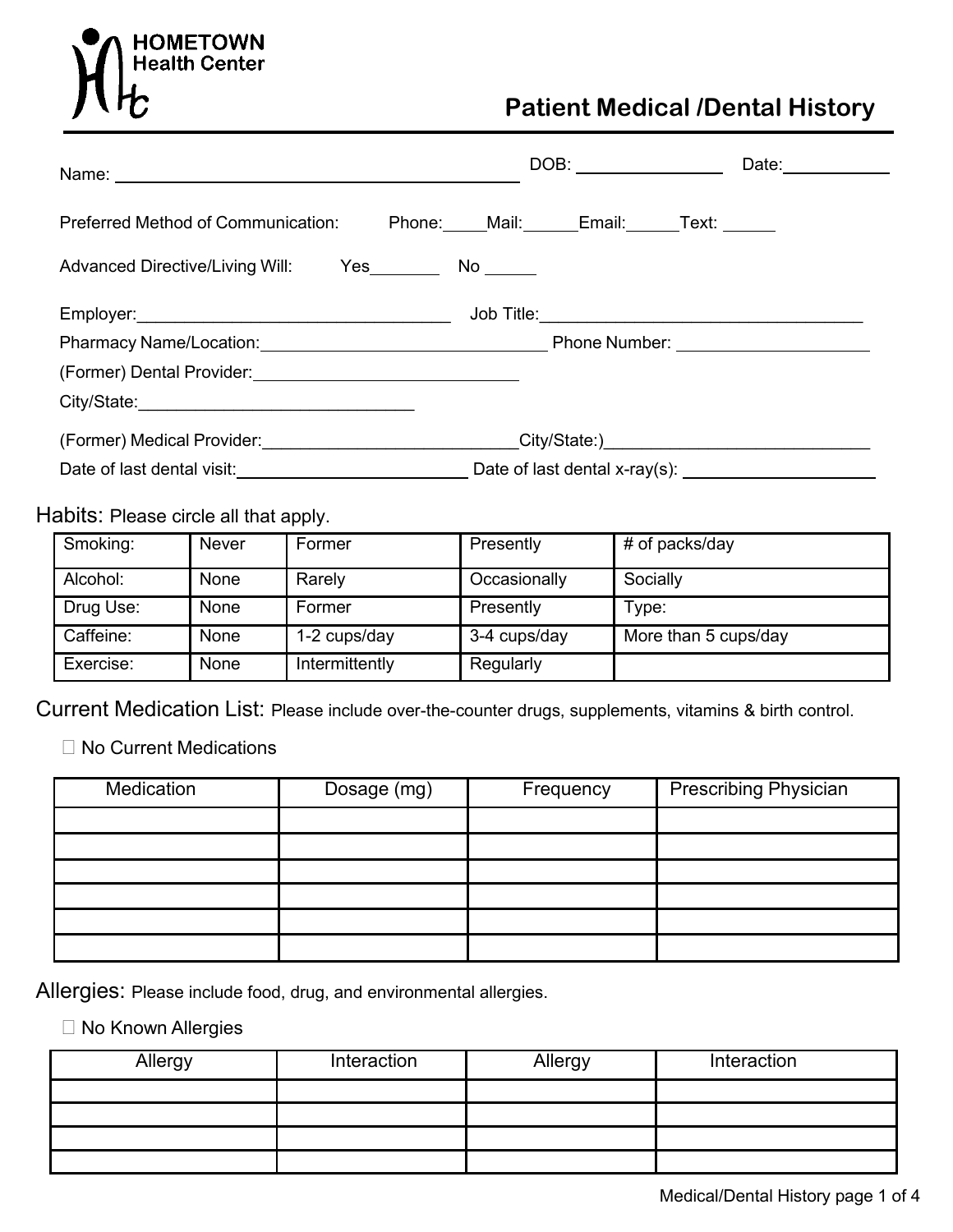HOMETOWN
Health Center

# Patient Medical /Dental History

Name: ______________________________ DOB: ______________ Date: ____________

Preferred Method of Communication: Phone:____ Mail:_____ Email:_____ Text: _____

Advanced Directive/Living Will: Yes_______ No _____

Employer:______________________________ Job Title:______________________________

Pharmacy Name/Location:___________________________ Phone Number: __________________

(Former) Dental Provider:_________________________

City/State:___________________________

(Former) Medical Provider:________________________City/State:)_________________________

Date of last dental visit:______________________ Date of last dental x-ray(s): __________________

## Habits: Please circle all that apply.

| | | | | |
|---|---|---|---|---|
| Smoking: | Never | Former | Presently | # of packs/day |
| Alcohol: | None | Rarely | Occasionally | Socially |
| Drug Use: | None | Former | Presently | Type: |
| Caffeine: | None | 1-2 cups/day | 3-4 cups/day | More than 5 cups/day |
| Exercise: | None | Intermittently | Regularly | |

## Current Medication List: Please include over-the-counter drugs, supplements, vitamins & birth control.

☐ No Current Medications

| Medication | Dosage (mg) | Frequency | Prescribing Physician |
|---|---|---|---|
| | | | |
| | | | |
| | | | |
| | | | |
| | | | |
| | | | |

## Allergies: Please include food, drug, and environmental allergies.

☐ No Known Allergies

| Allergy | Interaction | Allergy | Interaction |
|---|---|---|---|
| | | | |
| | | | |
| | | | |
| | | | |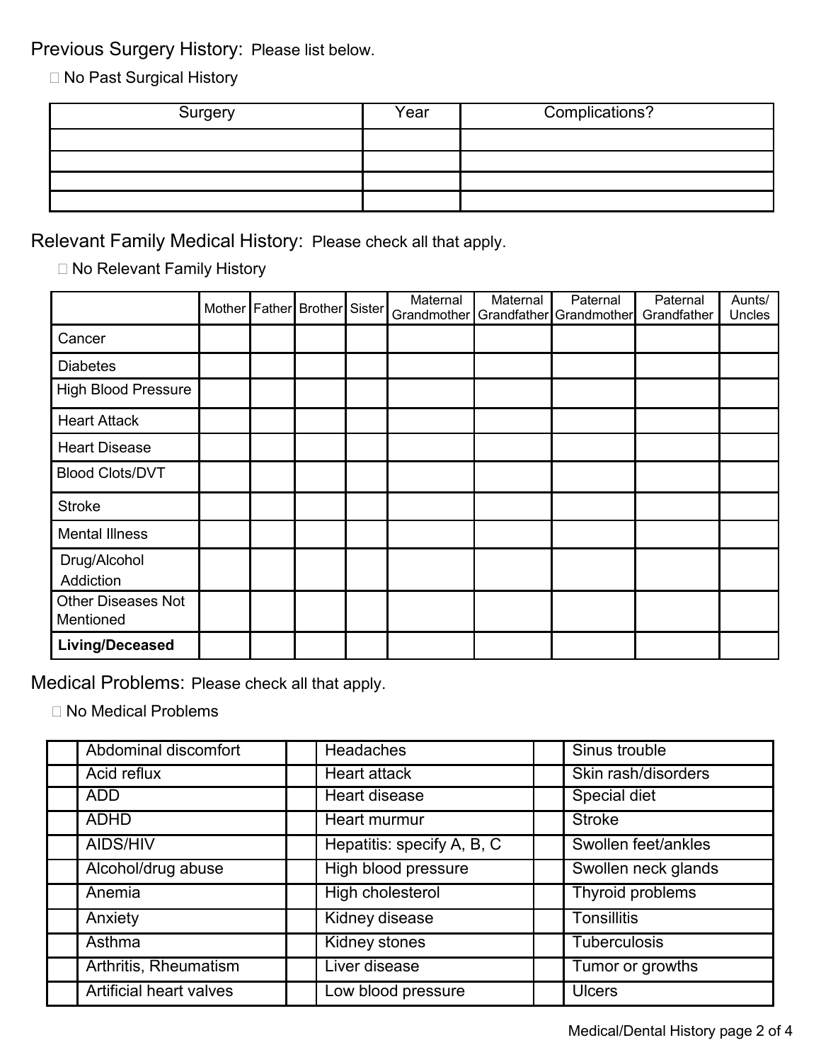## Previous Surgery History: Please list below.

☐ No Past Surgical History

| Surgery | Year | Complications? |
| --- | --- | --- |
| | | |
| | | |
| | | |
| | | |

## Relevant Family Medical History: Please check all that apply.

☐ No Relevant Family History

| | Mother | Father | Brother | Sister | Maternal Grandmother | Maternal Grandfather | Paternal Grandmother | Paternal Grandfather | Aunts/ Uncles |
| --- | --- | --- | --- | --- | --- | --- | --- | --- | --- |
| Cancer | | | | | | | | | |
| Diabetes | | | | | | | | | |
| High Blood Pressure | | | | | | | | | |
| Heart Attack | | | | | | | | | |
| Heart Disease | | | | | | | | | |
| Blood Clots/DVT | | | | | | | | | |
| Stroke | | | | | | | | | |
| Mental Illness | | | | | | | | | |
| Drug/Alcohol Addiction | | | | | | | | | |
| Other Diseases Not Mentioned | | | | | | | | | |
| **Living/Deceased** | | | | | | | | | |

## Medical Problems: Please check all that apply.

☐ No Medical Problems

| | | | | | |
| --- | --- | --- | --- | --- | --- |
| | Abdominal discomfort | | Headaches | | Sinus trouble |
| | Acid reflux | | Heart attack | | Skin rash/disorders |
| | ADD | | Heart disease | | Special diet |
| | ADHD | | Heart murmur | | Stroke |
| | AIDS/HIV | | Hepatitis: specify A, B, C | | Swollen feet/ankles |
| | Alcohol/drug abuse | | High blood pressure | | Swollen neck glands |
| | Anemia | | High cholesterol | | Thyroid problems |
| | Anxiety | | Kidney disease | | Tonsillitis |
| | Asthma | | Kidney stones | | Tuberculosis |
| | Arthritis, Rheumatism | | Liver disease | | Tumor or growths |
| | Artificial heart valves | | Low blood pressure | | Ulcers |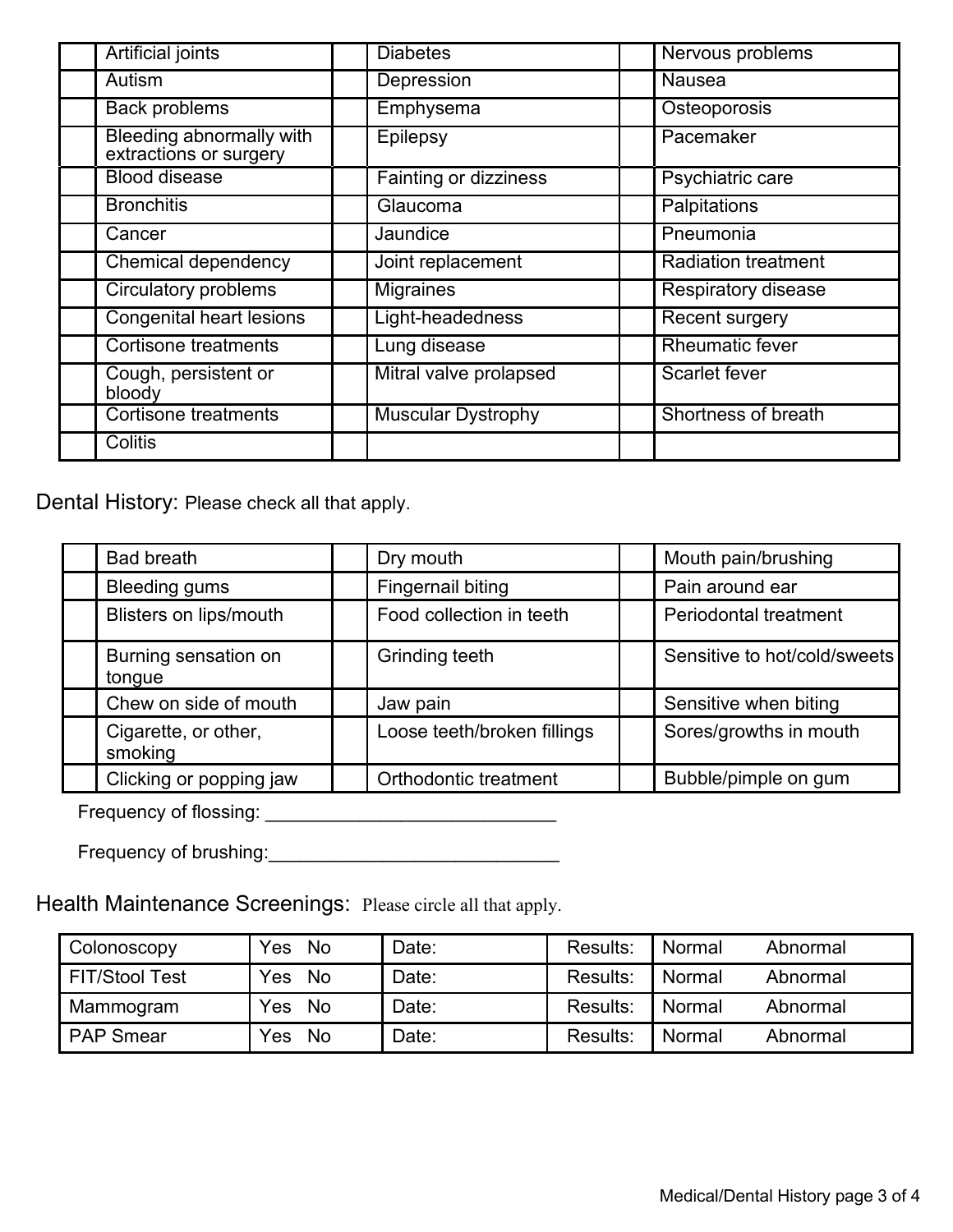| | | | | | |
|---|---|---|---|---|---|
| | Artificial joints | | Diabetes | | Nervous problems |
| | Autism | | Depression | | Nausea |
| | Back problems | | Emphysema | | Osteoporosis |
| | Bleeding abnormally with extractions or surgery | | Epilepsy | | Pacemaker |
| | Blood disease | | Fainting or dizziness | | Psychiatric care |
| | Bronchitis | | Glaucoma | | Palpitations |
| | Cancer | | Jaundice | | Pneumonia |
| | Chemical dependency | | Joint replacement | | Radiation treatment |
| | Circulatory problems | | Migraines | | Respiratory disease |
| | Congenital heart lesions | | Light-headedness | | Recent surgery |
| | Cortisone treatments | | Lung disease | | Rheumatic fever |
| | Cough, persistent or bloody | | Mitral valve prolapsed | | Scarlet fever |
| | Cortisone treatments | | Muscular Dystrophy | | Shortness of breath |
| | Colitis | | | | |

Dental History: Please check all that apply.

| | | | | | |
|---|---|---|---|---|---|
| | Bad breath | | Dry mouth | | Mouth pain/brushing |
| | Bleeding gums | | Fingernail biting | | Pain around ear |
| | Blisters on lips/mouth | | Food collection in teeth | | Periodontal treatment |
| | Burning sensation on tongue | | Grinding teeth | | Sensitive to hot/cold/sweets |
| | Chew on side of mouth | | Jaw pain | | Sensitive when biting |
| | Cigarette, or other, smoking | | Loose teeth/broken fillings | | Sores/growths in mouth |
| | Clicking or popping jaw | | Orthodontic treatment | | Bubble/pimple on gum |

Frequency of flossing: ____________________________

Frequency of brushing:____________________________

Health Maintenance Screenings: Please circle all that apply.

| | | | | |
|---|---|---|---|---|
| Colonoscopy | Yes No | Date: | Results: | Normal Abnormal |
| FIT/Stool Test | Yes No | Date: | Results: | Normal Abnormal |
| Mammogram | Yes No | Date: | Results: | Normal Abnormal |
| PAP Smear | Yes No | Date: | Results: | Normal Abnormal |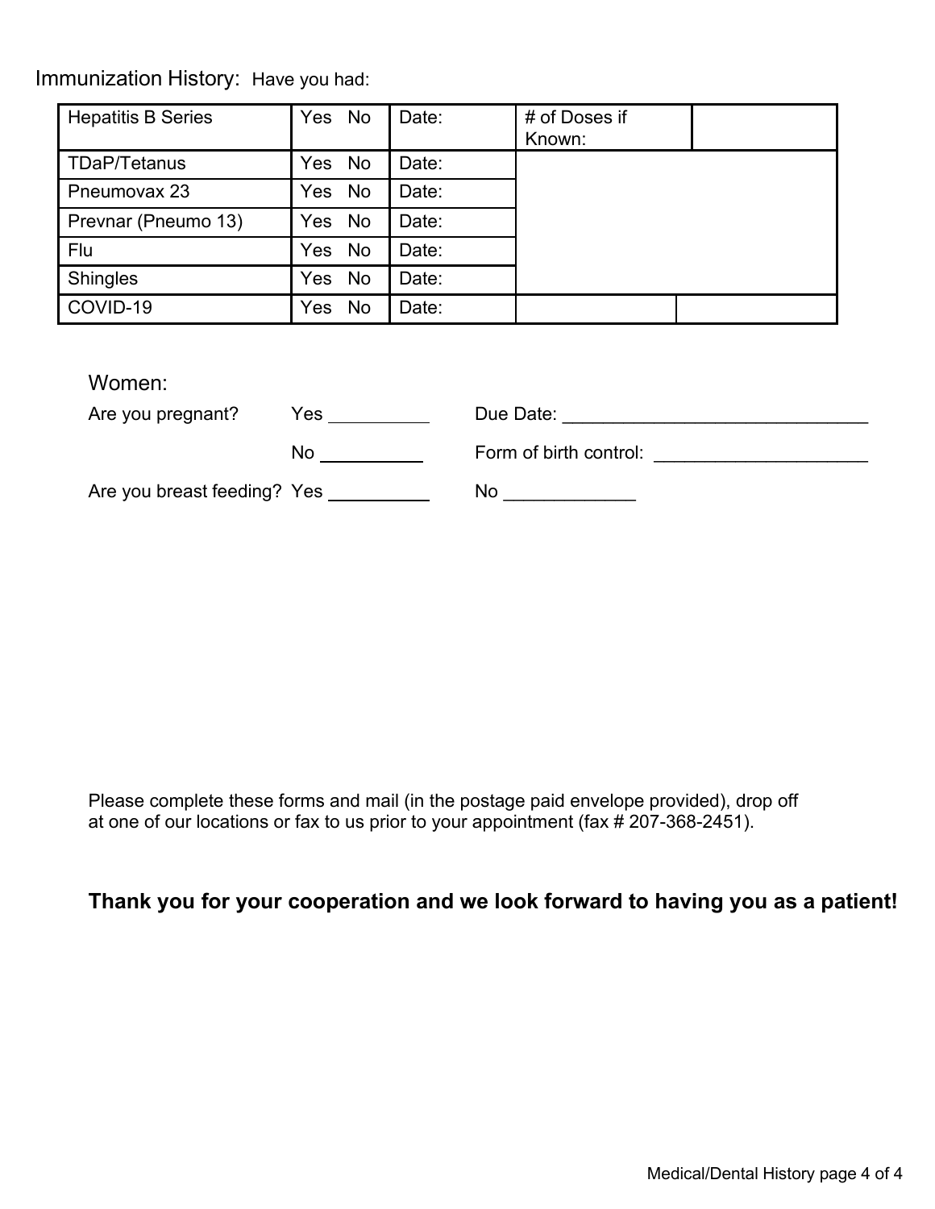Immunization History: Have you had:

| | | | | |
|---|---|---|---|---|
| Hepatitis B Series | Yes No | Date: | # of Doses if Known: | |
| TDaP/Tetanus | Yes No | Date: | | |
| Pneumovax 23 | Yes No | Date: | | |
| Prevnar (Pneumo 13) | Yes No | Date: | | |
| Flu | Yes No | Date: | | |
| Shingles | Yes No | Date: | | |
| COVID-19 | Yes No | Date: | | |

Women:

Are you pregnant? Yes __________ Due Date: ______________________________

No __________ Form of birth control: _____________________

Are you breast feeding? Yes __________ No _____________

Please complete these forms and mail (in the postage paid envelope provided), drop off at one of our locations or fax to us prior to your appointment (fax # 207-368-2451).

**Thank you for your cooperation and we look forward to having you as a patient!**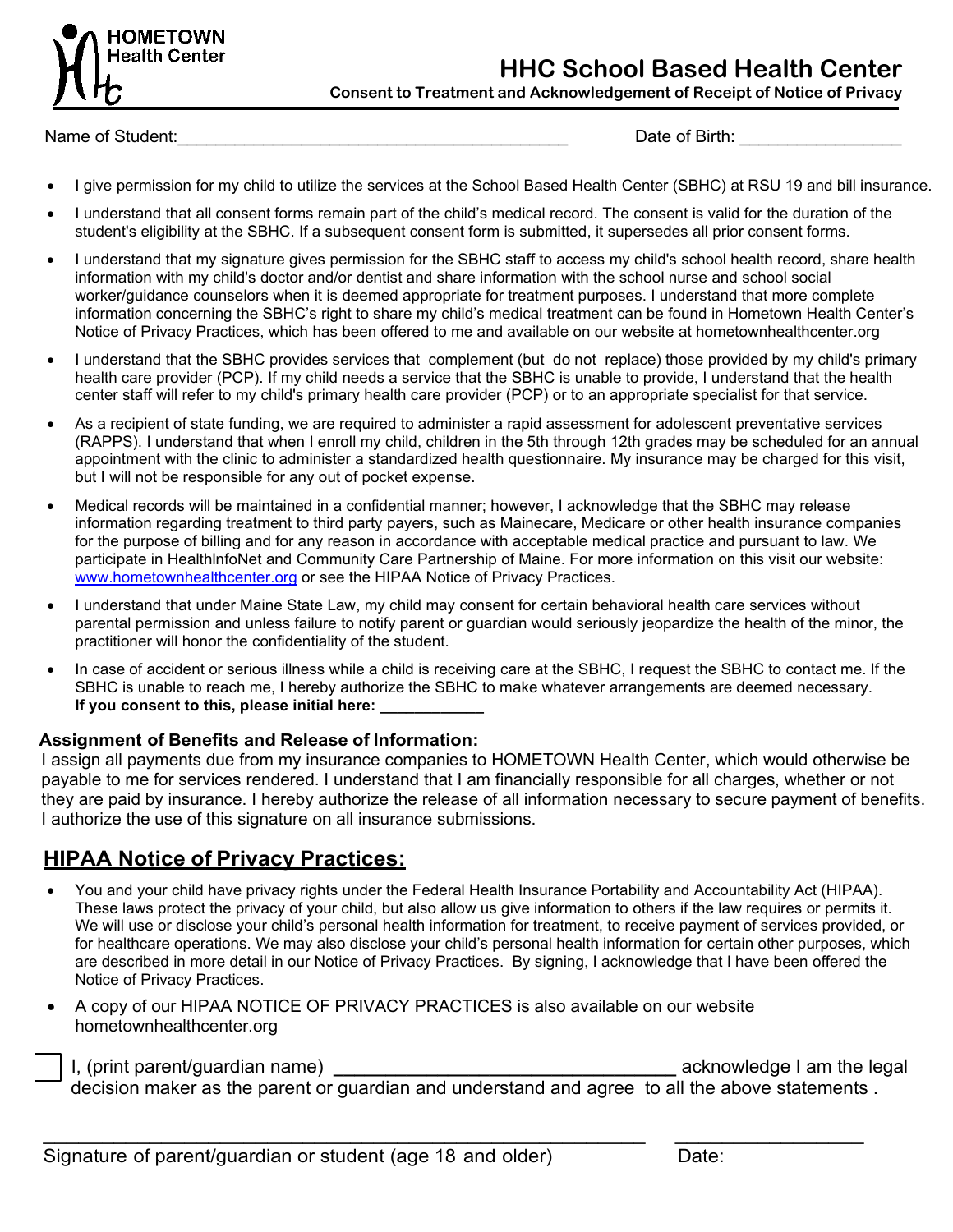HOMETOWN
Health Center

# HHC School Based Health Center

**Consent to Treatment and Acknowledgement of Receipt of Notice of Privacy**

Name of Student:_________________________________________ Date of Birth: _________________

- I give permission for my child to utilize the services at the School Based Health Center (SBHC) at RSU 19 and bill insurance.
- I understand that all consent forms remain part of the child's medical record. The consent is valid for the duration of the student's eligibility at the SBHC. If a subsequent consent form is submitted, it supersedes all prior consent forms.
- I understand that my signature gives permission for the SBHC staff to access my child's school health record, share health information with my child's doctor and/or dentist and share information with the school nurse and school social worker/guidance counselors when it is deemed appropriate for treatment purposes. I understand that more complete information concerning the SBHC's right to share my child's medical treatment can be found in Hometown Health Center's Notice of Privacy Practices, which has been offered to me and available on our website at hometownhealthcenter.org
- I understand that the SBHC provides services that complement (but do not replace) those provided by my child's primary health care provider (PCP). If my child needs a service that the SBHC is unable to provide, I understand that the health center staff will refer to my child's primary health care provider (PCP) or to an appropriate specialist for that service.
- As a recipient of state funding, we are required to administer a rapid assessment for adolescent preventative services (RAPPS). I understand that when I enroll my child, children in the 5th through 12th grades may be scheduled for an annual appointment with the clinic to administer a standardized health questionnaire. My insurance may be charged for this visit, but I will not be responsible for any out of pocket expense.
- Medical records will be maintained in a confidential manner; however, I acknowledge that the SBHC may release information regarding treatment to third party payers, such as Mainecare, Medicare or other health insurance companies for the purpose of billing and for any reason in accordance with acceptable medical practice and pursuant to law. We participate in HealthInfoNet and Community Care Partnership of Maine. For more information on this visit our website: www.hometownhealthcenter.org or see the HIPAA Notice of Privacy Practices.
- I understand that under Maine State Law, my child may consent for certain behavioral health care services without parental permission and unless failure to notify parent or guardian would seriously jeopardize the health of the minor, the practitioner will honor the confidentiality of the student.
- In case of accident or serious illness while a child is receiving care at the SBHC, I request the SBHC to contact me. If the SBHC is unable to reach me, I hereby authorize the SBHC to make whatever arrangements are deemed necessary. **If you consent to this, please initial here: ____________**

**Assignment of Benefits and Release of Information:**

I assign all payments due from my insurance companies to HOMETOWN Health Center, which would otherwise be payable to me for services rendered. I understand that I am financially responsible for all charges, whether or not they are paid by insurance. I hereby authorize the release of all information necessary to secure payment of benefits. I authorize the use of this signature on all insurance submissions.

## HIPAA Notice of Privacy Practices:

- You and your child have privacy rights under the Federal Health Insurance Portability and Accountability Act (HIPAA). These laws protect the privacy of your child, but also allow us give information to others if the law requires or permits it. We will use or disclose your child's personal health information for treatment, to receive payment of services provided, or for healthcare operations. We may also disclose your child's personal health information for certain other purposes, which are described in more detail in our Notice of Privacy Practices. By signing, I acknowledge that I have been offered the Notice of Privacy Practices.
- A copy of our HIPAA NOTICE OF PRIVACY PRACTICES is also available on our website hometownhealthcenter.org

☐ I, (print parent/guardian name) _________________________________ acknowledge I am the legal decision maker as the parent or guardian and understand and agree to all the above statements .

_____________________________________________________ ___________________

Signature of parent/guardian or student (age 18 and older) Date: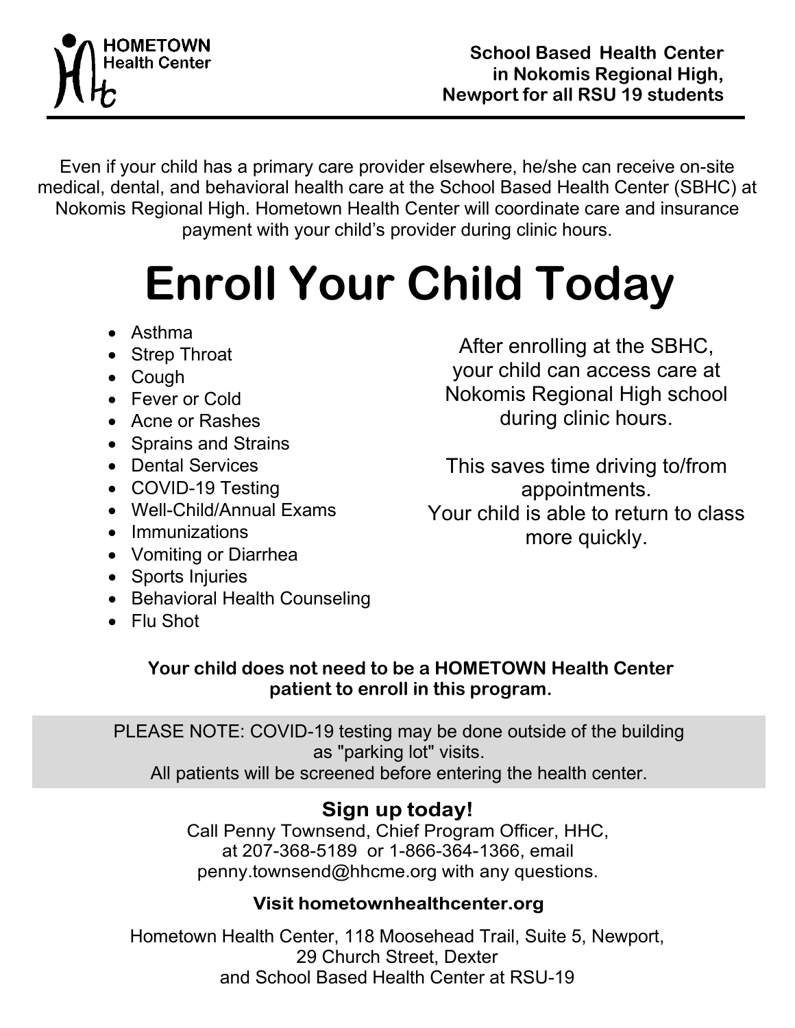HOMETOWN
Health Center

**School Based Health Center in Nokomis Regional High, Newport for all RSU 19 students**

Even if your child has a primary care provider elsewhere, he/she can receive on-site medical, dental, and behavioral health care at the School Based Health Center (SBHC) at Nokomis Regional High. Hometown Health Center will coordinate care and insurance payment with your child's provider during clinic hours.

# Enroll Your Child Today

- Asthma
- Strep Throat
- Cough
- Fever or Cold
- Acne or Rashes
- Sprains and Strains
- Dental Services
- COVID-19 Testing
- Well-Child/Annual Exams
- Immunizations
- Vomiting or Diarrhea
- Sports Injuries
- Behavioral Health Counseling
- Flu Shot

After enrolling at the SBHC, your child can access care at Nokomis Regional High school during clinic hours.

This saves time driving to/from appointments.
Your child is able to return to class more quickly.

**Your child does not need to be a HOMETOWN Health Center patient to enroll in this program.**

PLEASE NOTE: COVID-19 testing may be done outside of the building as "parking lot" visits.
All patients will be screened before entering the health center.

## Sign up today!

Call Penny Townsend, Chief Program Officer, HHC, at 207-368-5189 or 1-866-364-1366, email penny.townsend@hhcme.org with any questions.

**Visit hometownhealthcenter.org**

Hometown Health Center, 118 Moosehead Trail, Suite 5, Newport,
29 Church Street, Dexter
and School Based Health Center at RSU-19